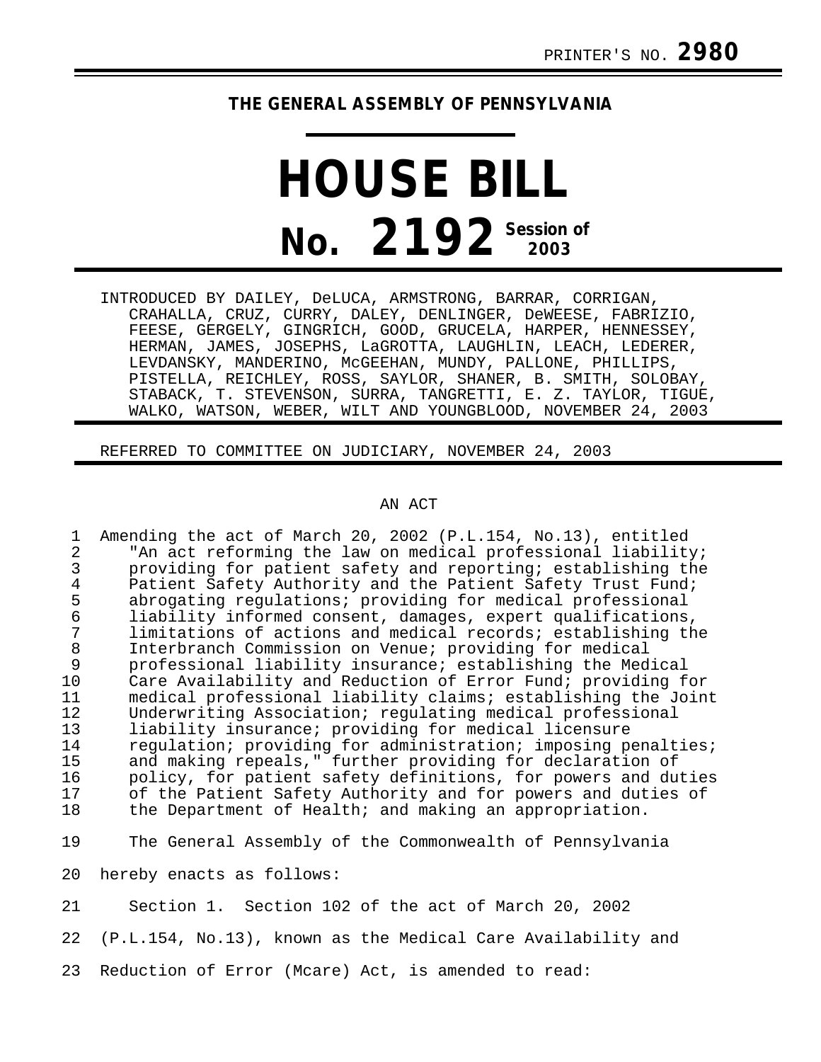PRINTER'S NO. **2980**

# THE GENERAL ASSEMBLY OF PENNSYLVANIA

# HOUSE BILL

## No. 2192 Session of 2003

INTRODUCED BY DAILEY, DeLUCA, ARMSTRONG, BARRAR, CORRIGAN, CRAHALLA, CRUZ, CURRY, DALEY, DENLINGER, DeWEESE, FABRIZIO, FEESE, GERGELY, GINGRICH, GOOD, GRUCELA, HARPER, HENNESSEY, HERMAN, JAMES, JOSEPHS, LaGROTTA, LAUGHLIN, LEACH, LEDERER, LEVDANSKY, MANDERINO, McGEEHAN, MUNDY, PALLONE, PHILLIPS, PISTELLA, REICHLEY, ROSS, SAYLOR, SHANER, B. SMITH, SOLOBAY, STABACK, T. STEVENSON, SURRA, TANGRETTI, E. Z. TAYLOR, TIGUE, WALKO, WATSON, WEBER, WILT AND YOUNGBLOOD, NOVEMBER 24, 2003

REFERRED TO COMMITTEE ON JUDICIARY, NOVEMBER 24, 2003

AN ACT

1 Amending the act of March 20, 2002 (P.L.154, No.13), entitled
2 "An act reforming the law on medical professional liability;
3 providing for patient safety and reporting; establishing the
4 Patient Safety Authority and the Patient Safety Trust Fund;
5 abrogating regulations; providing for medical professional
6 liability informed consent, damages, expert qualifications,
7 limitations of actions and medical records; establishing the
8 Interbranch Commission on Venue; providing for medical
9 professional liability insurance; establishing the Medical
10 Care Availability and Reduction of Error Fund; providing for
11 medical professional liability claims; establishing the Joint
12 Underwriting Association; regulating medical professional
13 liability insurance; providing for medical licensure
14 regulation; providing for administration; imposing penalties;
15 and making repeals," further providing for declaration of
16 policy, for patient safety definitions, for powers and duties
17 of the Patient Safety Authority and for powers and duties of
18 the Department of Health; and making an appropriation.

19 The General Assembly of the Commonwealth of Pennsylvania
20 hereby enacts as follows:

21 Section 1. Section 102 of the act of March 20, 2002
22 (P.L.154, No.13), known as the Medical Care Availability and
23 Reduction of Error (Mcare) Act, is amended to read: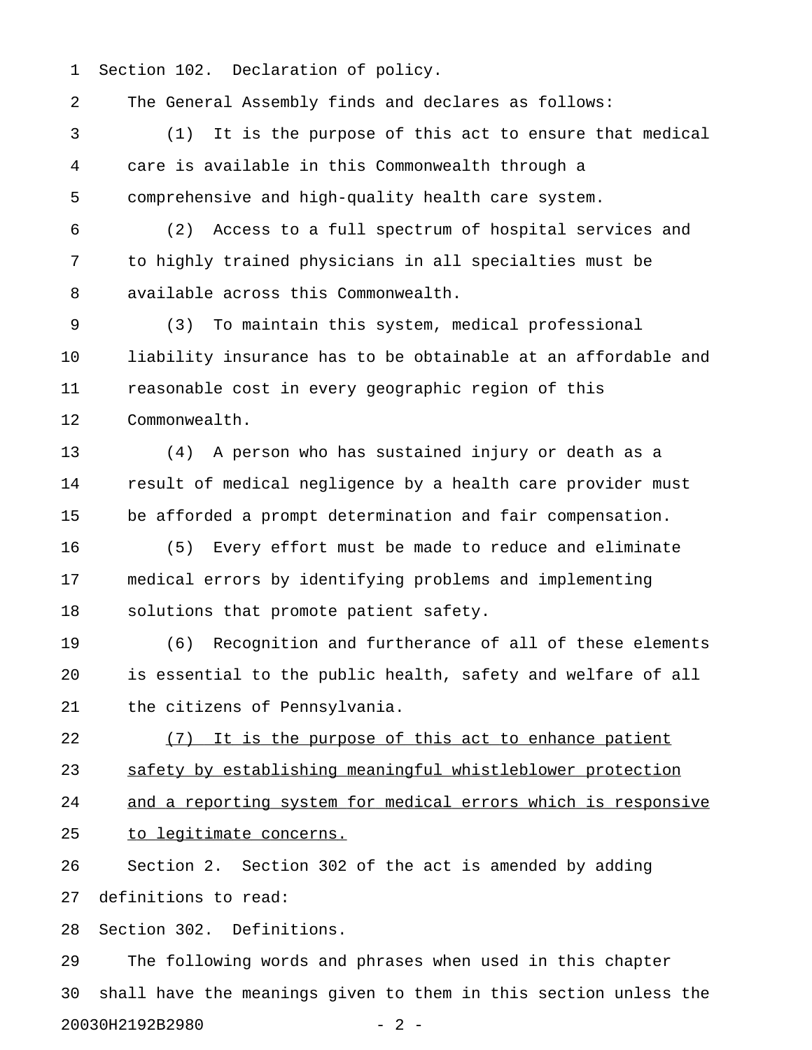Section 102. Declaration of policy.

The General Assembly finds and declares as follows:

(1) It is the purpose of this act to ensure that medical care is available in this Commonwealth through a comprehensive and high-quality health care system.

(2) Access to a full spectrum of hospital services and to highly trained physicians in all specialties must be available across this Commonwealth.

(3) To maintain this system, medical professional liability insurance has to be obtainable at an affordable and reasonable cost in every geographic region of this Commonwealth.

(4) A person who has sustained injury or death as a result of medical negligence by a health care provider must be afforded a prompt determination and fair compensation.

(5) Every effort must be made to reduce and eliminate medical errors by identifying problems and implementing solutions that promote patient safety.

(6) Recognition and furtherance of all of these elements is essential to the public health, safety and welfare of all the citizens of Pennsylvania.

<u>(7) It is the purpose of this act to enhance patient safety by establishing meaningful whistleblower protection and a reporting system for medical errors which is responsive to legitimate concerns.</u>

Section 2. Section 302 of the act is amended by adding definitions to read:

Section 302. Definitions.

The following words and phrases when used in this chapter shall have the meanings given to them in this section unless the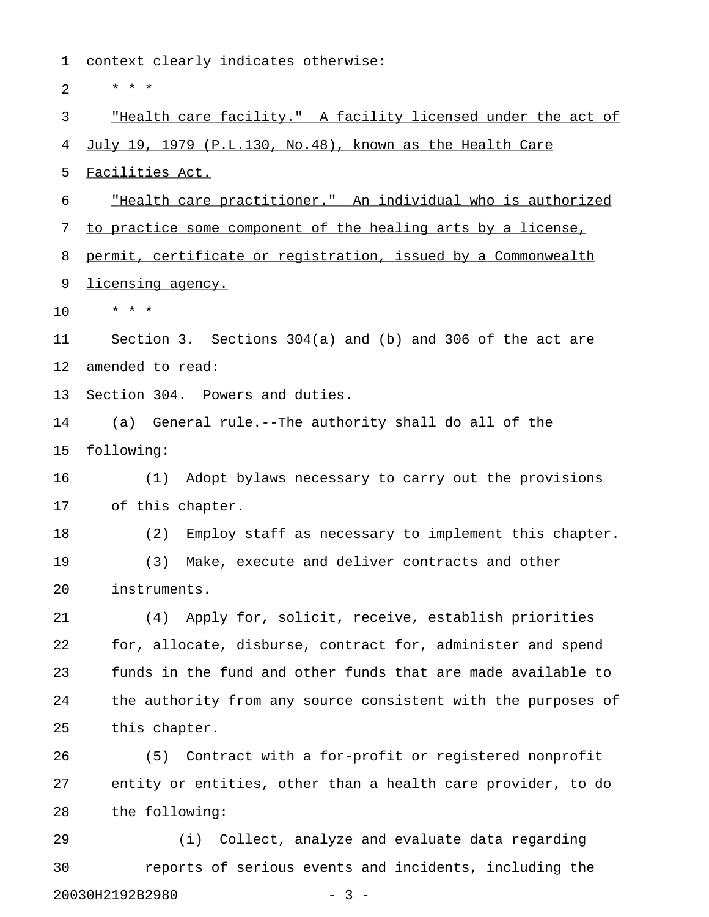context clearly indicates otherwise:

* * *

<u>"Health care facility." A facility licensed under the act of July 19, 1979 (P.L.130, No.48), known as the Health Care Facilities Act.</u>

<u>"Health care practitioner." An individual who is authorized to practice some component of the healing arts by a license, permit, certificate or registration, issued by a Commonwealth licensing agency.</u>

* * *

Section 3. Sections 304(a) and (b) and 306 of the act are amended to read:

Section 304. Powers and duties.

(a) General rule.--The authority shall do all of the following:

(1) Adopt bylaws necessary to carry out the provisions of this chapter.

(2) Employ staff as necessary to implement this chapter.

(3) Make, execute and deliver contracts and other instruments.

(4) Apply for, solicit, receive, establish priorities for, allocate, disburse, contract for, administer and spend funds in the fund and other funds that are made available to the authority from any source consistent with the purposes of this chapter.

(5) Contract with a for-profit or registered nonprofit entity or entities, other than a health care provider, to do the following:

(i) Collect, analyze and evaluate data regarding reports of serious events and incidents, including the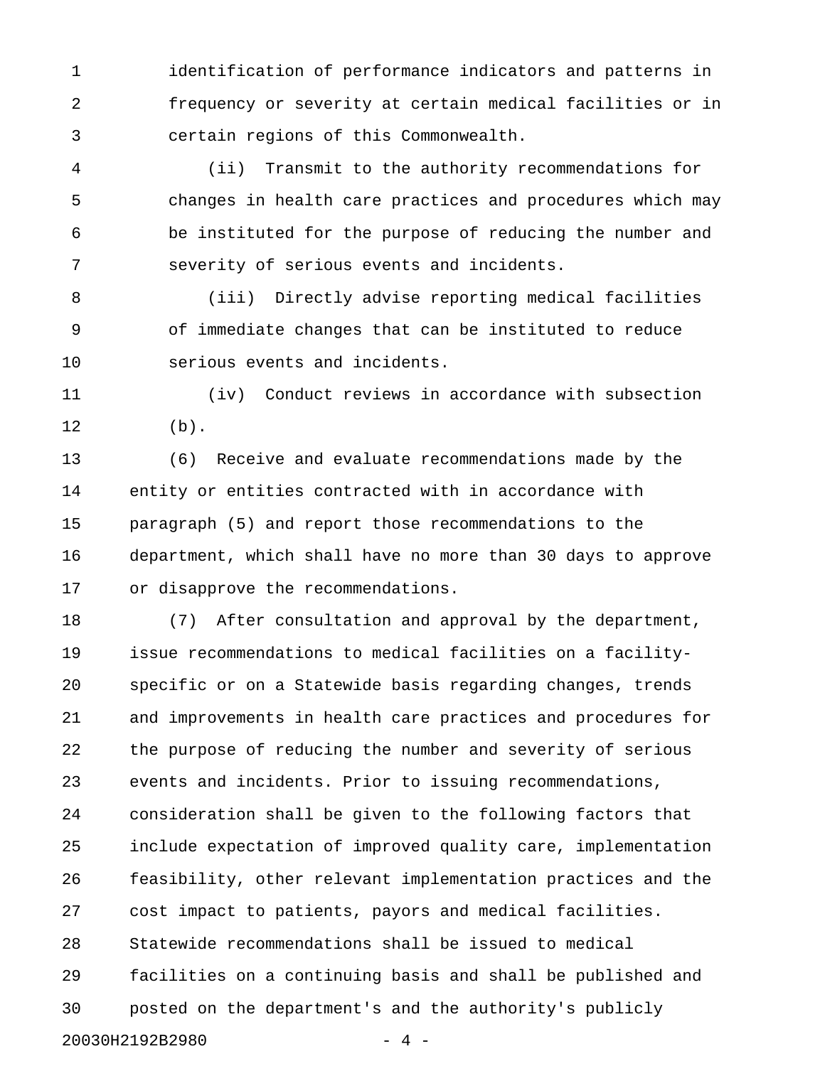identification of performance indicators and patterns in frequency or severity at certain medical facilities or in certain regions of this Commonwealth.

(ii) Transmit to the authority recommendations for changes in health care practices and procedures which may be instituted for the purpose of reducing the number and severity of serious events and incidents.

(iii) Directly advise reporting medical facilities of immediate changes that can be instituted to reduce serious events and incidents.

(iv) Conduct reviews in accordance with subsection (b).

(6) Receive and evaluate recommendations made by the entity or entities contracted with in accordance with paragraph (5) and report those recommendations to the department, which shall have no more than 30 days to approve or disapprove the recommendations.

(7) After consultation and approval by the department, issue recommendations to medical facilities on a facility-specific or on a Statewide basis regarding changes, trends and improvements in health care practices and procedures for the purpose of reducing the number and severity of serious events and incidents. Prior to issuing recommendations, consideration shall be given to the following factors that include expectation of improved quality care, implementation feasibility, other relevant implementation practices and the cost impact to patients, payors and medical facilities. Statewide recommendations shall be issued to medical facilities on a continuing basis and shall be published and posted on the department's and the authority's publicly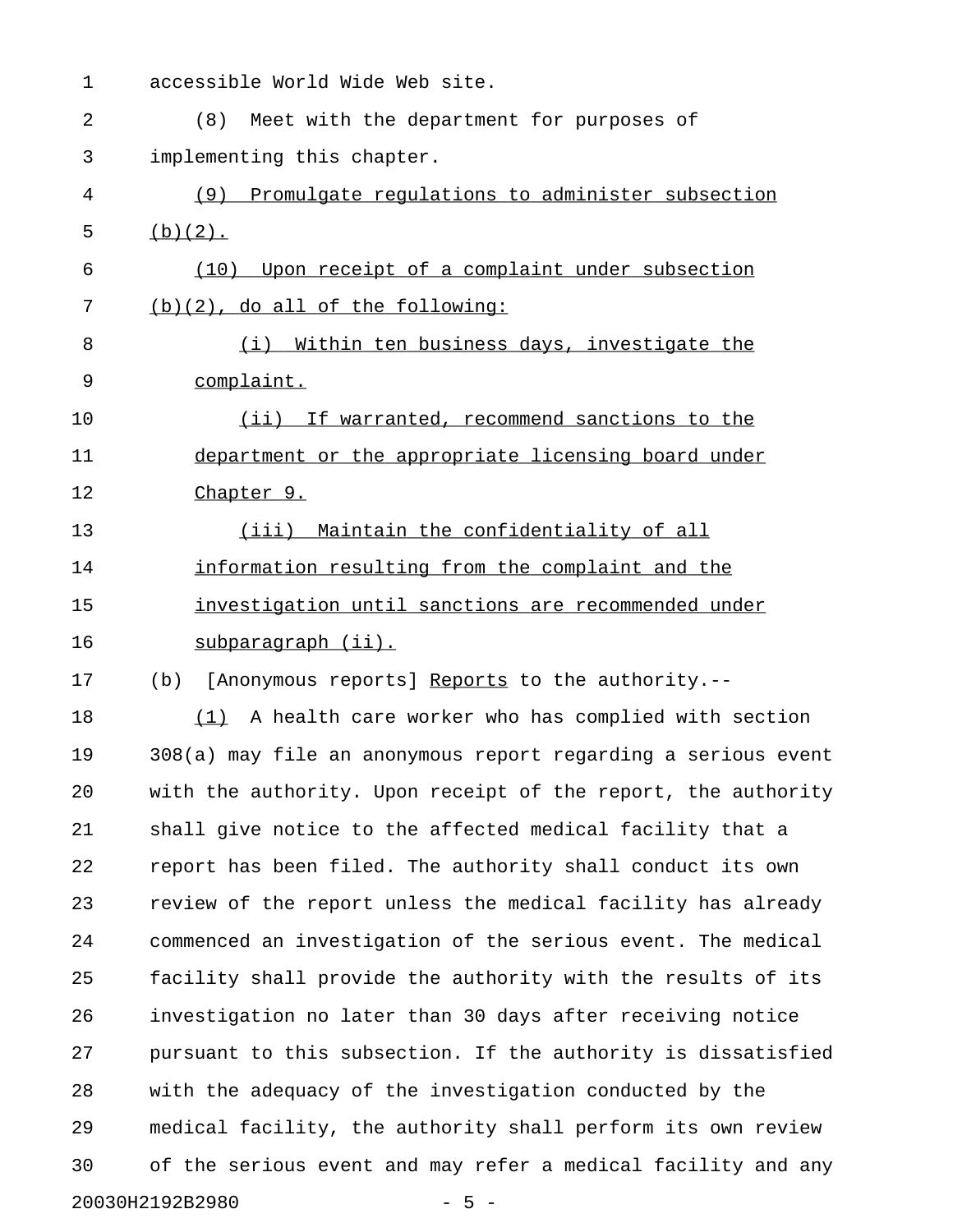accessible World Wide Web site.

(8) Meet with the department for purposes of implementing this chapter.

<u>(9) Promulgate regulations to administer subsection (b)(2).</u>

<u>(10) Upon receipt of a complaint under subsection (b)(2), do all of the following:</u>

<u>(i) Within ten business days, investigate the complaint.</u>

<u>(ii) If warranted, recommend sanctions to the department or the appropriate licensing board under Chapter 9.</u>

<u>(iii) Maintain the confidentiality of all information resulting from the complaint and the investigation until sanctions are recommended under subparagraph (ii).</u>

(b) [Anonymous reports] <u>Reports</u> to the authority.--

<u>(1)</u> A health care worker who has complied with section 308(a) may file an anonymous report regarding a serious event with the authority. Upon receipt of the report, the authority shall give notice to the affected medical facility that a report has been filed. The authority shall conduct its own review of the report unless the medical facility has already commenced an investigation of the serious event. The medical facility shall provide the authority with the results of its investigation no later than 30 days after receiving notice pursuant to this subsection. If the authority is dissatisfied with the adequacy of the investigation conducted by the medical facility, the authority shall perform its own review of the serious event and may refer a medical facility and any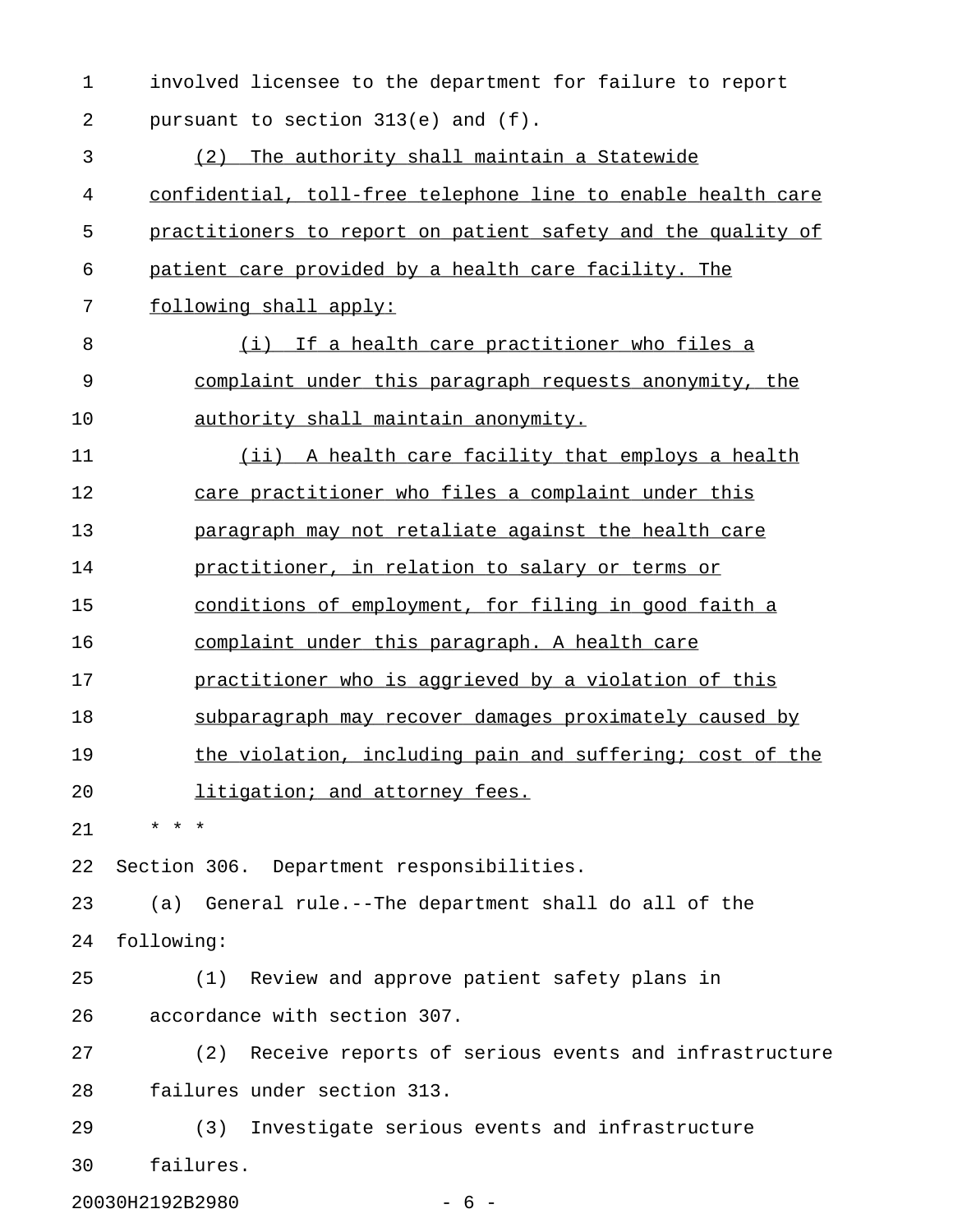involved licensee to the department for failure to report pursuant to section 313(e) and (f).

(2) The authority shall maintain a Statewide confidential, toll-free telephone line to enable health care practitioners to report on patient safety and the quality of patient care provided by a health care facility. The following shall apply:

(i) If a health care practitioner who files a complaint under this paragraph requests anonymity, the authority shall maintain anonymity.

(ii) A health care facility that employs a health care practitioner who files a complaint under this paragraph may not retaliate against the health care practitioner, in relation to salary or terms or conditions of employment, for filing in good faith a complaint under this paragraph. A health care practitioner who is aggrieved by a violation of this subparagraph may recover damages proximately caused by the violation, including pain and suffering; cost of the litigation; and attorney fees.

* * *

Section 306. Department responsibilities.

(a) General rule.--The department shall do all of the following:

(1) Review and approve patient safety plans in accordance with section 307.

(2) Receive reports of serious events and infrastructure failures under section 313.

(3) Investigate serious events and infrastructure failures.

20030H2192B2980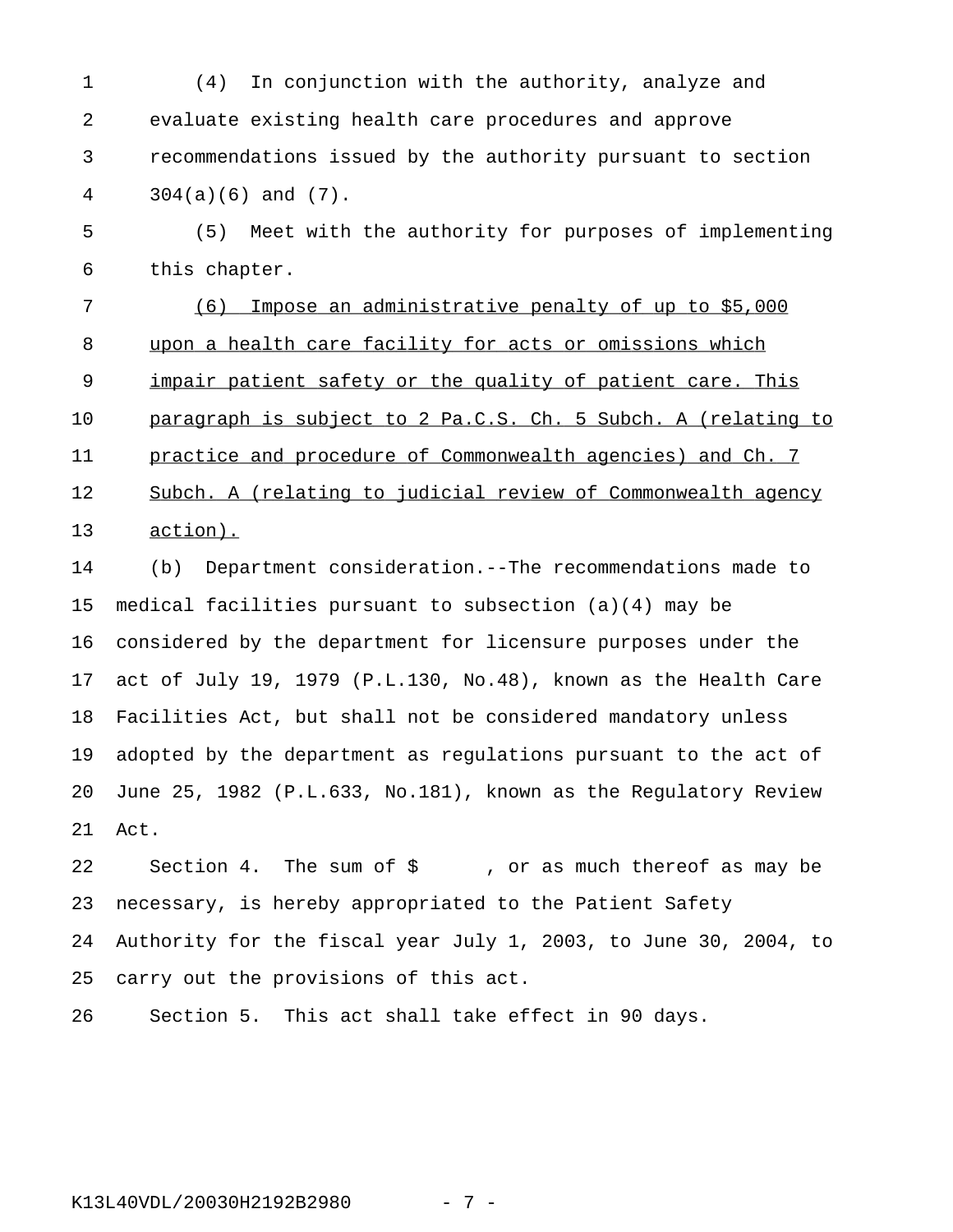(4) In conjunction with the authority, analyze and evaluate existing health care procedures and approve recommendations issued by the authority pursuant to section 304(a)(6) and (7).

(5) Meet with the authority for purposes of implementing this chapter.

<u>(6) Impose an administrative penalty of up to $5,000 upon a health care facility for acts or omissions which impair patient safety or the quality of patient care. This paragraph is subject to 2 Pa.C.S. Ch. 5 Subch. A (relating to practice and procedure of Commonwealth agencies) and Ch. 7 Subch. A (relating to judicial review of Commonwealth agency action).</u>

(b) Department consideration.--The recommendations made to medical facilities pursuant to subsection (a)(4) may be considered by the department for licensure purposes under the act of July 19, 1979 (P.L.130, No.48), known as the Health Care Facilities Act, but shall not be considered mandatory unless adopted by the department as regulations pursuant to the act of June 25, 1982 (P.L.633, No.181), known as the Regulatory Review Act.

Section 4. The sum of $ , or as much thereof as may be necessary, is hereby appropriated to the Patient Safety Authority for the fiscal year July 1, 2003, to June 30, 2004, to carry out the provisions of this act.

Section 5. This act shall take effect in 90 days.